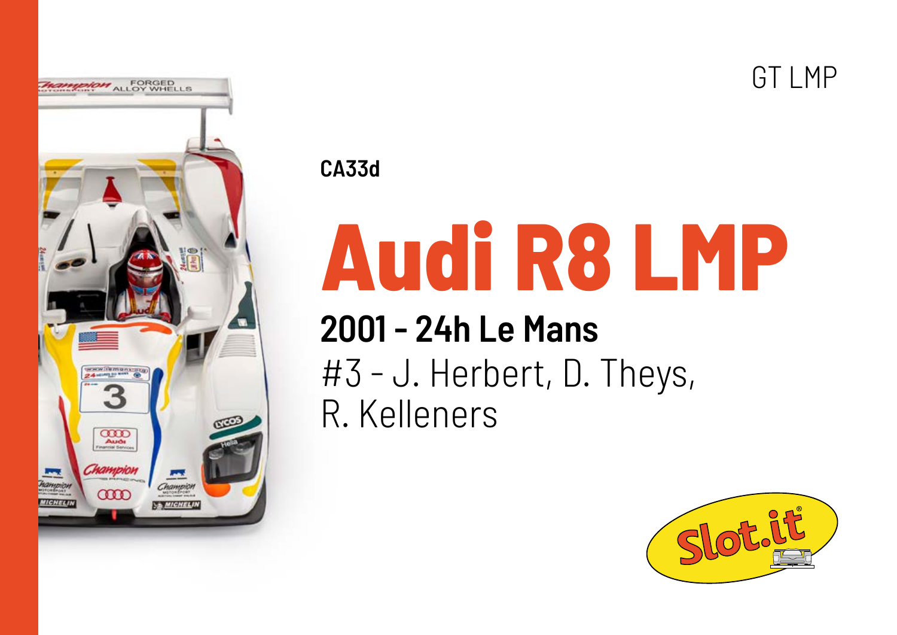GT LMP

**CA33d**

# Audi R8 LMP

## 2001 - 24h Le Mans

#3 - J. Herbert, D. Theys, R. Kelleners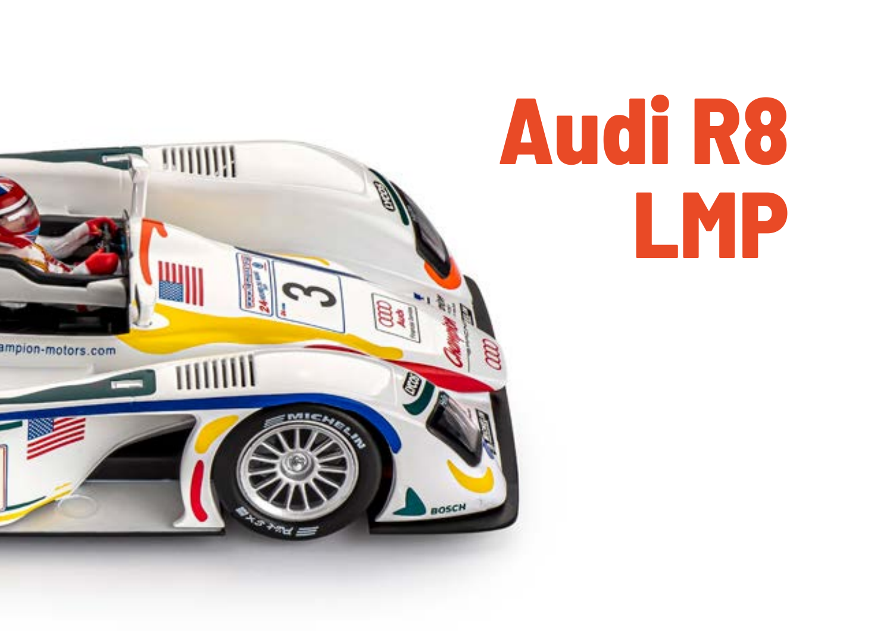# Audi R8 LMP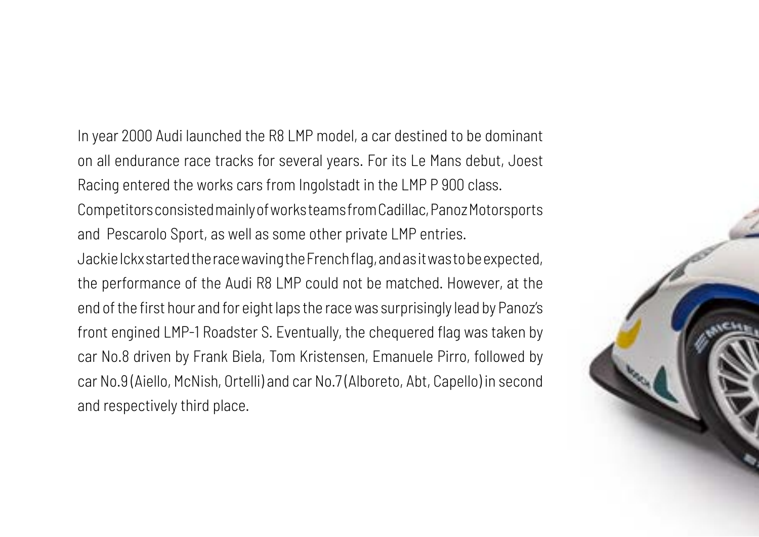In year 2000 Audi launched the R8 LMP model, a car destined to be dominant on all endurance race tracks for several years. For its Le Mans debut, Joest Racing entered the works cars from Ingolstadt in the LMP P 900 class. Competitors consisted mainly of works teams from Cadillac, Panoz Motorsports and Pescarolo Sport, as well as some other private LMP entries.

Jackie Ickx started the race waving the French flag, and as it was to be expected, the performance of the Audi R8 LMP could not be matched. However, at the end of the first hour and for eight laps the race was surprisingly lead by Panoz's front engined LMP-1 Roadster S. Eventually, the chequered flag was taken by car No.8 driven by Frank Biela, Tom Kristensen, Emanuele Pirro, followed by car No.9 (Aiello, McNish, Ortelli) and car No.7 (Alboreto, Abt, Capello) in second and respectively third place.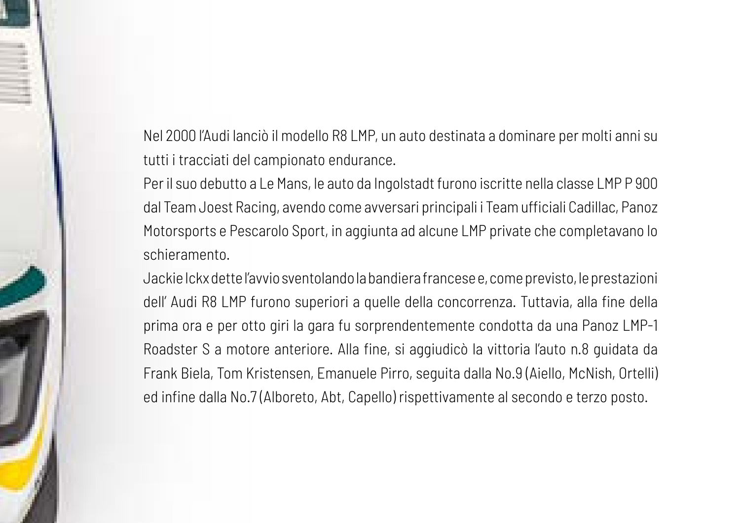Nel 2000 l'Audi lanciò il modello R8 LMP, un auto destinata a dominare per molti anni su tutti i tracciati del campionato endurance.

Per il suo debutto a Le Mans, le auto da Ingolstadt furono iscritte nella classe LMP P 900 dal Team Joest Racing, avendo come avversari principali i Team ufficiali Cadillac, Panoz Motorsports e Pescarolo Sport, in aggiunta ad alcune LMP private che completavano lo schieramento.

Jackie Ickx dette l'avvio sventolando la bandiera francese e, come previsto, le prestazioni dell' Audi R8 LMP furono superiori a quelle della concorrenza. Tuttavia, alla fine della prima ora e per otto giri la gara fu sorprendentemente condotta da una Panoz LMP-1 Roadster S a motore anteriore. Alla fine, si aggiudicò la vittoria l'auto n.8 guidata da Frank Biela, Tom Kristensen, Emanuele Pirro, seguita dalla No.9 (Aiello, McNish, Ortelli) ed infine dalla No.7 (Alboreto, Abt, Capello) rispettivamente al secondo e terzo posto.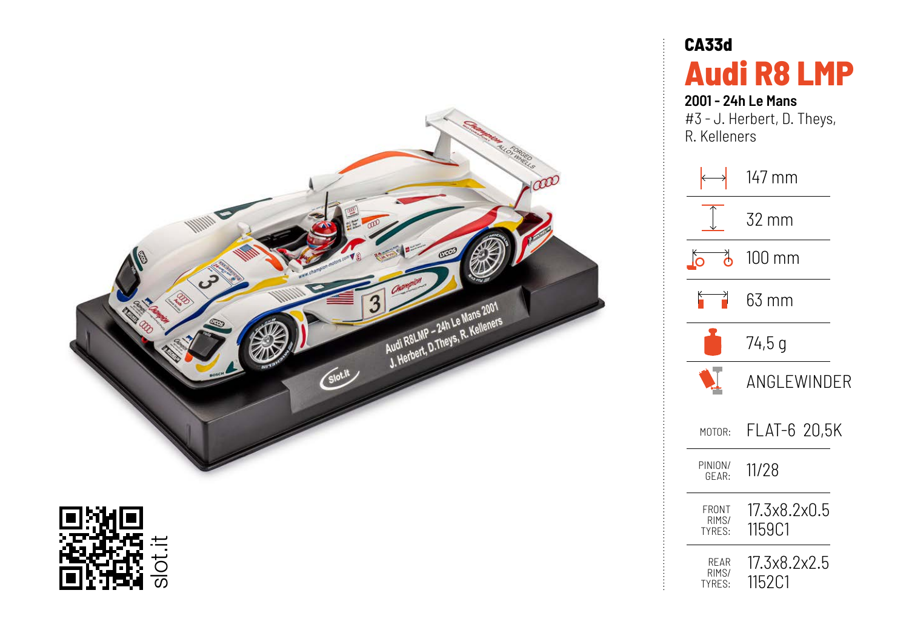CA33d

# Audi R8 LMP

**2001 - 24h Le Mans**

#3 - J. Herbert, D. Theys, R. Kelleners

| | |
|---|---|
| Length | 147 mm |
| Height | 32 mm |
| Wheelbase | 100 mm |
| Width | 63 mm |
| Weight | 74,5 g |
| | ANGLEWINDER |
| MOTOR: | FLAT-6 20,5K |
| PINION/ GEAR: | 11/28 |
| FRONT RIMS/ TYRES: | 17.3x8.2x0.5 1159C1 |
| REAR RIMS/ TYRES: | 17.3x8.2x2.5 1152C1 |

slot.it